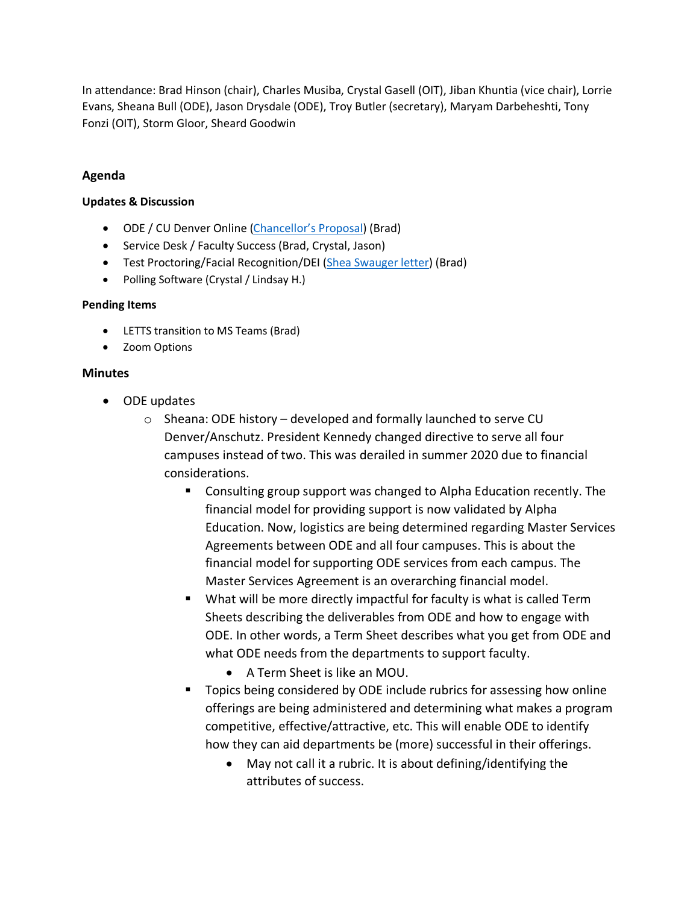In attendance: Brad Hinson (chair), Charles Musiba, Crystal Gasell (OIT), Jiban Khuntia (vice chair), Lorrie Evans, Sheana Bull (ODE), Jason Drysdale (ODE), Troy Butler (secretary), Maryam Darbeheshti, Tony Fonzi (OIT), Storm Gloor, Sheard Goodwin

## Agenda

### Updates & Discussion

- ODE / CU Denver Online (Chancellor's Proposal) (Brad)
- Service Desk / Faculty Success (Brad, Crystal, Jason)
- Test Proctoring/Facial Recognition/DEI (Shea Swauger letter) (Brad)
- Polling Software (Crystal / Lindsay H.)

### Pending Items

- LETTS transition to MS Teams (Brad)
- Zoom Options

## Minutes

- ODE updates
  - Sheana: ODE history – developed and formally launched to serve CU Denver/Anschutz. President Kennedy changed directive to serve all four campuses instead of two. This was derailed in summer 2020 due to financial considerations.
    - Consulting group support was changed to Alpha Education recently. The financial model for providing support is now validated by Alpha Education. Now, logistics are being determined regarding Master Services Agreements between ODE and all four campuses. This is about the financial model for supporting ODE services from each campus. The Master Services Agreement is an overarching financial model.
    - What will be more directly impactful for faculty is what is called Term Sheets describing the deliverables from ODE and how to engage with ODE. In other words, a Term Sheet describes what you get from ODE and what ODE needs from the departments to support faculty.
      - A Term Sheet is like an MOU.
    - Topics being considered by ODE include rubrics for assessing how online offerings are being administered and determining what makes a program competitive, effective/attractive, etc. This will enable ODE to identify how they can aid departments be (more) successful in their offerings.
      - May not call it a rubric. It is about defining/identifying the attributes of success.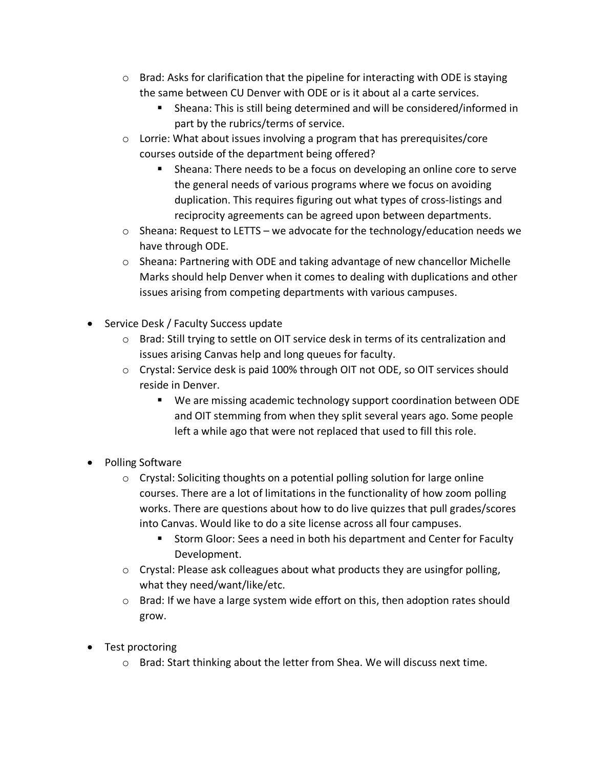- Brad: Asks for clarification that the pipeline for interacting with ODE is staying the same between CU Denver with ODE or is it about al a carte services.
    - Sheana: This is still being determined and will be considered/informed in part by the rubrics/terms of service.
  - Lorrie: What about issues involving a program that has prerequisites/core courses outside of the department being offered?
    - Sheana: There needs to be a focus on developing an online core to serve the general needs of various programs where we focus on avoiding duplication. This requires figuring out what types of cross-listings and reciprocity agreements can be agreed upon between departments.
  - Sheana: Request to LETTS – we advocate for the technology/education needs we have through ODE.
  - Sheana: Partnering with ODE and taking advantage of new chancellor Michelle Marks should help Denver when it comes to dealing with duplications and other issues arising from competing departments with various campuses.

- Service Desk / Faculty Success update
  - Brad: Still trying to settle on OIT service desk in terms of its centralization and issues arising Canvas help and long queues for faculty.
  - Crystal: Service desk is paid 100% through OIT not ODE, so OIT services should reside in Denver.
    - We are missing academic technology support coordination between ODE and OIT stemming from when they split several years ago. Some people left a while ago that were not replaced that used to fill this role.

- Polling Software
  - Crystal: Soliciting thoughts on a potential polling solution for large online courses. There are a lot of limitations in the functionality of how zoom polling works. There are questions about how to do live quizzes that pull grades/scores into Canvas. Would like to do a site license across all four campuses.
    - Storm Gloor: Sees a need in both his department and Center for Faculty Development.
  - Crystal: Please ask colleagues about what products they are usingfor polling, what they need/want/like/etc.
  - Brad: If we have a large system wide effort on this, then adoption rates should grow.

- Test proctoring
  - Brad: Start thinking about the letter from Shea. We will discuss next time.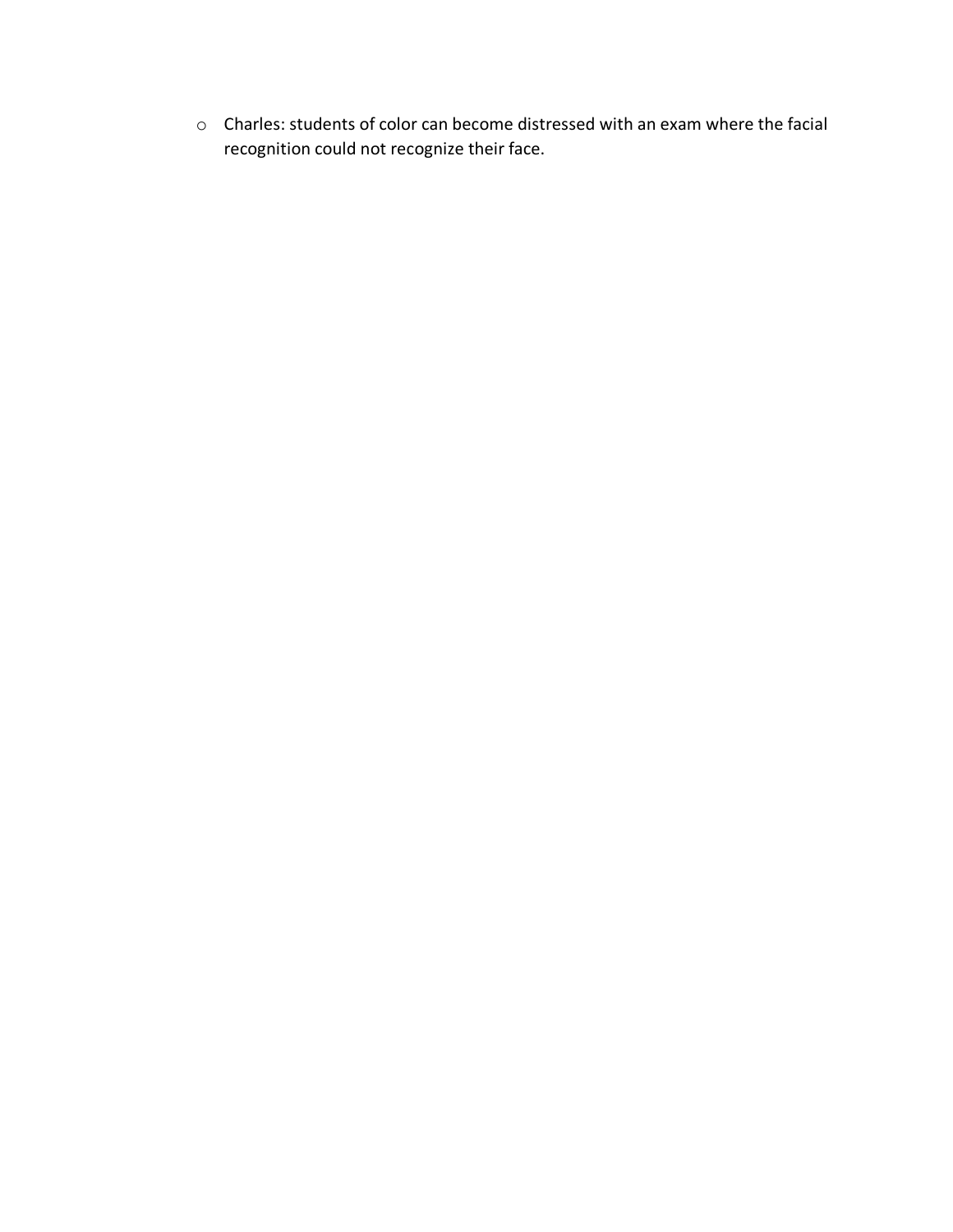- Charles: students of color can become distressed with an exam where the facial recognition could not recognize their face.